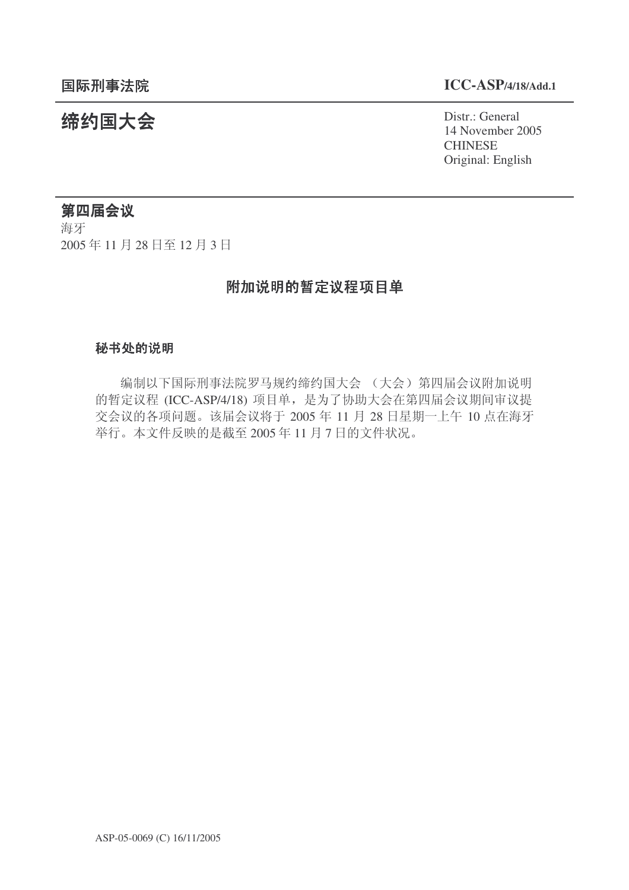国际刑事法院 **ICC-ASP/4/18/Add.1**

# 缔约国大会

Distr.: General
14 November 2005
CHINESE
Original: English

## 第四届会议

海牙
2005 年 11 月 28 日至 12 月 3 日

## 附加说明的暂定议程项目单

### 秘书处的说明

编制以下国际刑事法院罗马规约缔约国大会 （大会）第四届会议附加说明的暂定议程 (ICC-ASP/4/18) 项目单，是为了协助大会在第四届会议期间审议提交会议的各项问题。该届会议将于 2005 年 11 月 28 日星期一上午 10 点在海牙举行。本文件反映的是截至 2005 年 11 月 7 日的文件状况。

ASP-05-0069 (C) 16/11/2005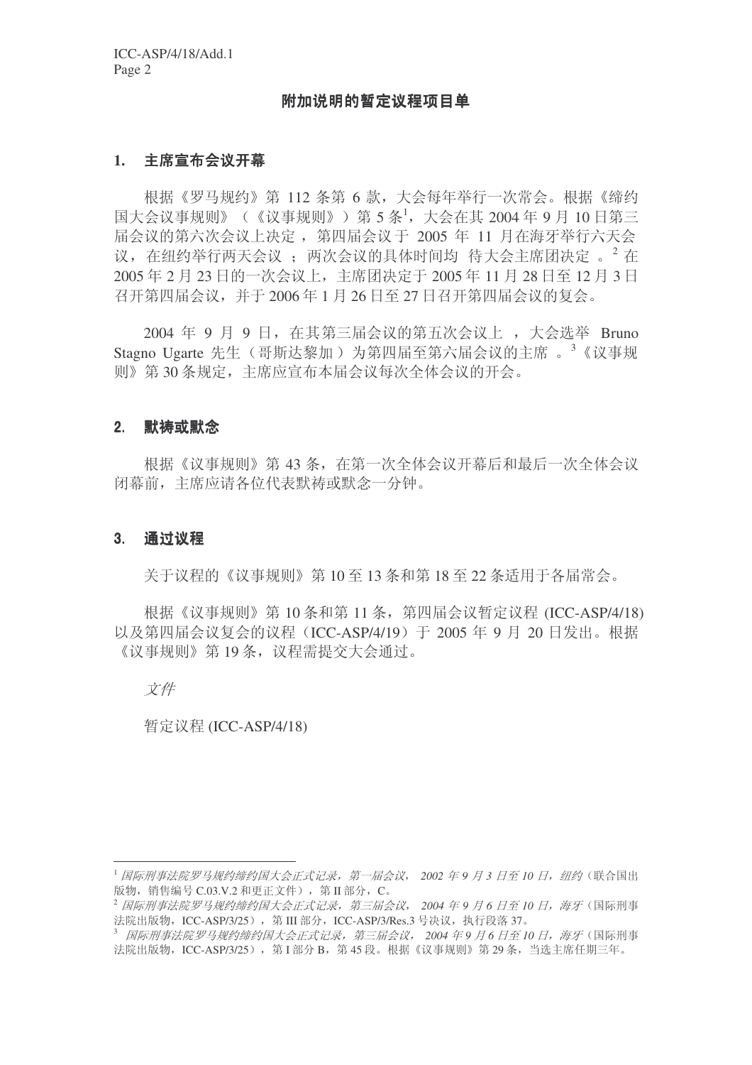## 附加说明的暂定议程项目单

### 1. 主席宣布会议开幕

根据《罗马规约》第 112 条第 6 款，大会每年举行一次常会。根据《缔约国大会议事规则》（《议事规则》）第 5 条[1]，大会在其 2004 年 9 月 10 日第三届会议的第六次会议上决定，第四届会议于 2005 年 11 月在海牙举行六天会议，在纽约举行两天会议；两次会议的具体时间均待大会主席团决定。[2] 在 2005 年 2 月 23 日的一次会议上，主席团决定于 2005 年 11 月 28 日至 12 月 3 日召开第四届会议，并于 2006 年 1 月 26 日至 27 日召开第四届会议的复会。

2004 年 9 月 9 日，在其第三届会议的第五次会议上，大会选举 Bruno Stagno Ugarte 先生（哥斯达黎加）为第四届至第六届会议的主席。[3]《议事规则》第 30 条规定，主席应宣布本届会议每次全体会议的开会。

### 2. 默祷或默念

根据《议事规则》第 43 条，在第一次全体会议开幕后和最后一次全体会议闭幕前，主席应请各位代表默祷或默念一分钟。

### 3. 通过议程

关于议程的《议事规则》第 10 至 13 条和第 18 至 22 条适用于各届常会。

根据《议事规则》第 10 条和第 11 条，第四届会议暂定议程 (ICC-ASP/4/18) 以及第四届会议复会的议程（ICC-ASP/4/19）于 2005 年 9 月 20 日发出。根据《议事规则》第 19 条，议程需提交大会通过。

*文件*

暂定议程 (ICC-ASP/4/18)

---

[1] *国际刑事法院罗马规约缔约国大会正式记录，第一届会议，2002 年 9 月 3 日至 10 日，纽约*（联合国出版物，销售编号 C.03.V.2 和更正文件），第 II 部分，C。

[2] *国际刑事法院罗马规约缔约国大会正式记录，第三届会议，2004 年 9 月 6 日至 10 日，海牙*（国际刑事法院出版物，ICC-ASP/3/25），第 III 部分，ICC-ASP/3/Res.3 号决议，执行段落 37。

[3] *国际刑事法院罗马规约缔约国大会正式记录，第三届会议，2004 年 9 月 6 日至 10 日，海牙*（国际刑事法院出版物，ICC-ASP/3/25），第 I 部分 B，第 45 段。根据《议事规则》第 29 条，当选主席任期三年。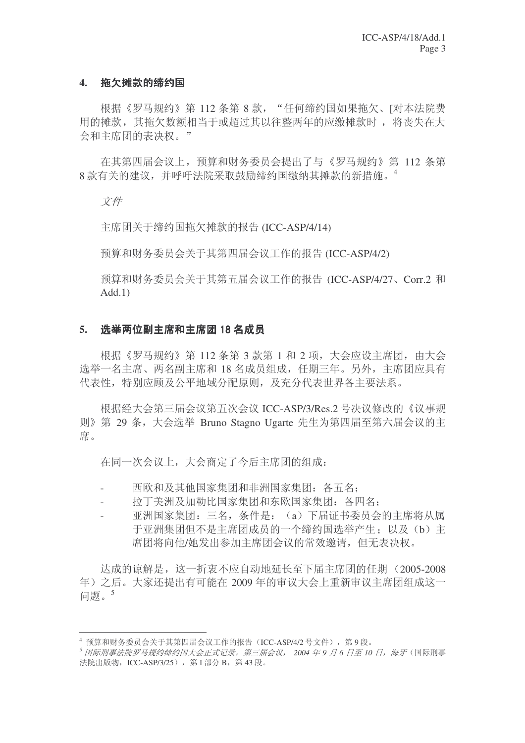## 4. 拖欠摊款的缔约国

根据《罗马规约》第 112 条第 8 款，“任何缔约国如果拖欠、[对本法院费用的摊款，其拖欠数额相当于或超过其以往整两年的应缴摊款时，将丧失在大会和主席团的表决权。”

在其第四届会议上，预算和财务委员会提出了与《罗马规约》第 112 条第 8 款有关的建议，并呼吁法院采取鼓励缔约国缴纳其摊款的新措施。[4]

*文件*

主席团关于缔约国拖欠摊款的报告 (ICC-ASP/4/14)

预算和财务委员会关于其第四届会议工作的报告 (ICC-ASP/4/2)

预算和财务委员会关于其第五届会议工作的报告 (ICC-ASP/4/27、Corr.2 和 Add.1)

## 5. 选举两位副主席和主席团 18 名成员

根据《罗马规约》第 112 条第 3 款第 1 和 2 项，大会应设主席团，由大会选举一名主席、两名副主席和 18 名成员组成，任期三年。另外，主席团应具有代表性，特别应顾及公平地域分配原则，及充分代表世界各主要法系。

根据经大会第三届会议第五次会议 ICC-ASP/3/Res.2 号决议修改的《议事规则》第 29 条，大会选举 Bruno Stagno Ugarte 先生为第四届至第六届会议的主席。

在同一次会议上，大会商定了今后主席团的组成：

- 西欧和及其他国家集团和非洲国家集团：各五名；
- 拉丁美洲及加勒比国家集团和东欧国家集团：各四名；
- 亚洲国家集团：三名，条件是：（a）下届证书委员会的主席将从属于亚洲集团但不是主席团成员的一个缔约国选举产生；以及（b）主席团将向他/她发出参加主席团会议的常效邀请，但无表决权。

达成的谅解是，这一折衷不应自动地延长至下届主席团的任期（2005-2008 年）之后。大家还提出有可能在 2009 年的审议大会上重新审议主席团组成这一问题。[5]

---

[4] 预算和财务委员会关于其第四届会议工作的报告（ICC-ASP/4/2 号文件），第 9 段。

[5] *国际刑事法院罗马规约缔约国大会正式记录，第三届会议， 2004 年 9 月 6 日至 10 日，海牙*（国际刑事法院出版物，ICC-ASP/3/25），第 I 部分 B，第 43 段。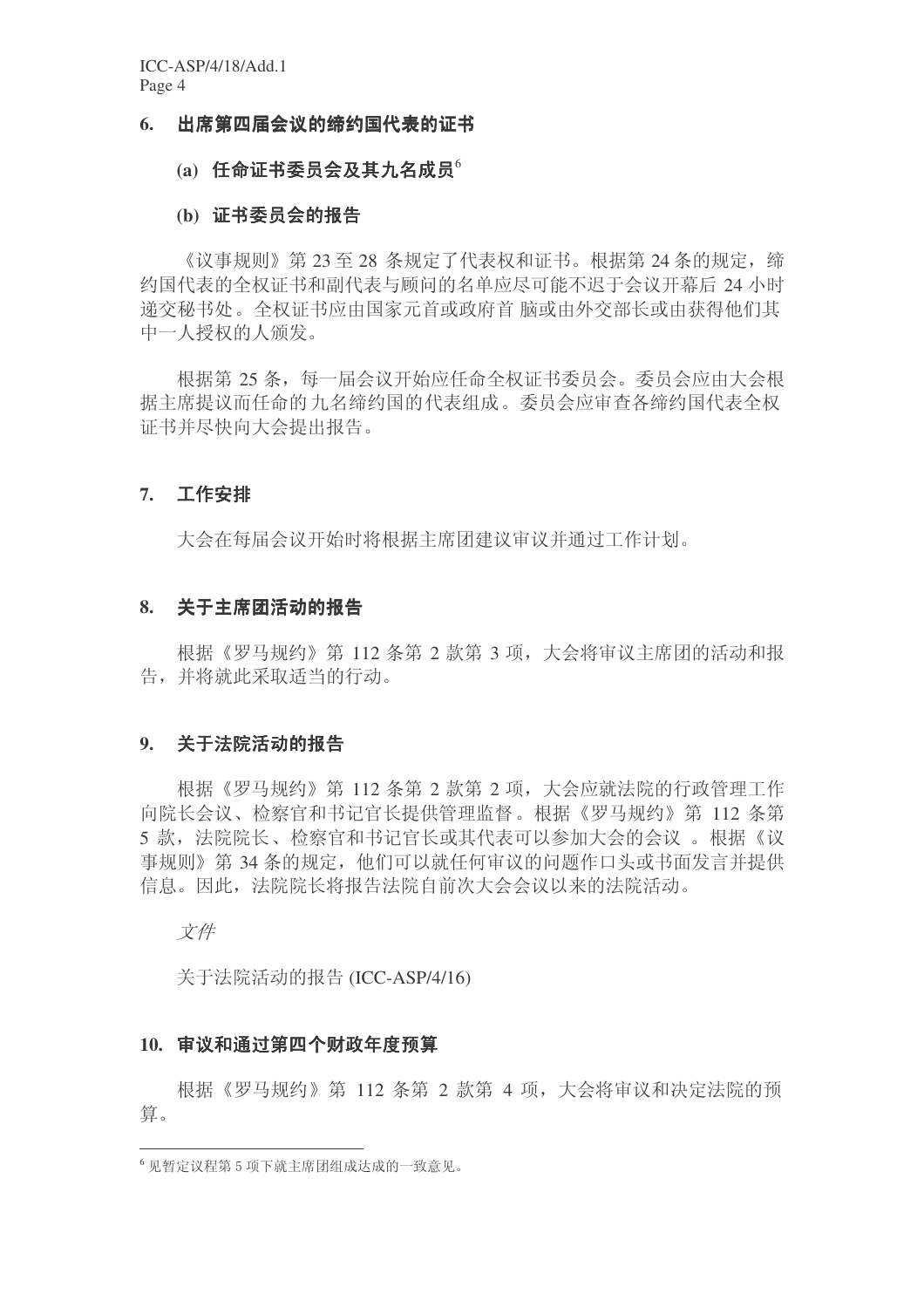## 6. 出席第四届会议的缔约国代表的证书

### (a) 任命证书委员会及其九名成员[6]

### (b) 证书委员会的报告

《议事规则》第 23 至 28 条规定了代表权和证书。根据第 24 条的规定，缔约国代表的全权证书和副代表与顾问的名单应尽可能不迟于会议开幕后 24 小时递交秘书处。全权证书应由国家元首或政府首 脑或由外交部长或由获得他们其中一人授权的人颁发。

根据第 25 条，每一届会议开始应任命全权证书委员会。委员会应由大会根据主席提议而任命的九名缔约国的代表组成。委员会应审查各缔约国代表全权证书并尽快向大会提出报告。

## 7. 工作安排

大会在每届会议开始时将根据主席团建议审议并通过工作计划。

## 8. 关于主席团活动的报告

根据《罗马规约》第 112 条第 2 款第 3 项，大会将审议主席团的活动和报告，并将就此采取适当的行动。

## 9. 关于法院活动的报告

根据《罗马规约》第 112 条第 2 款第 2 项，大会应就法院的行政管理工作向院长会议、检察官和书记官长提供管理监督。根据《罗马规约》第 112 条第 5 款，法院院长、检察官和书记官长或其代表可以参加大会的会议 。根据《议事规则》第 34 条的规定，他们可以就任何审议的问题作口头或书面发言并提供信息。因此，法院院长将报告法院自前次大会会议以来的法院活动。

*文件*

关于法院活动的报告 (ICC-ASP/4/16)

## 10. 审议和通过第四个财政年度预算

根据《罗马规约》第 112 条第 2 款第 4 项，大会将审议和决定法院的预算。

---

[6] 见暂定议程第 5 项下就主席团组成达成的一致意见。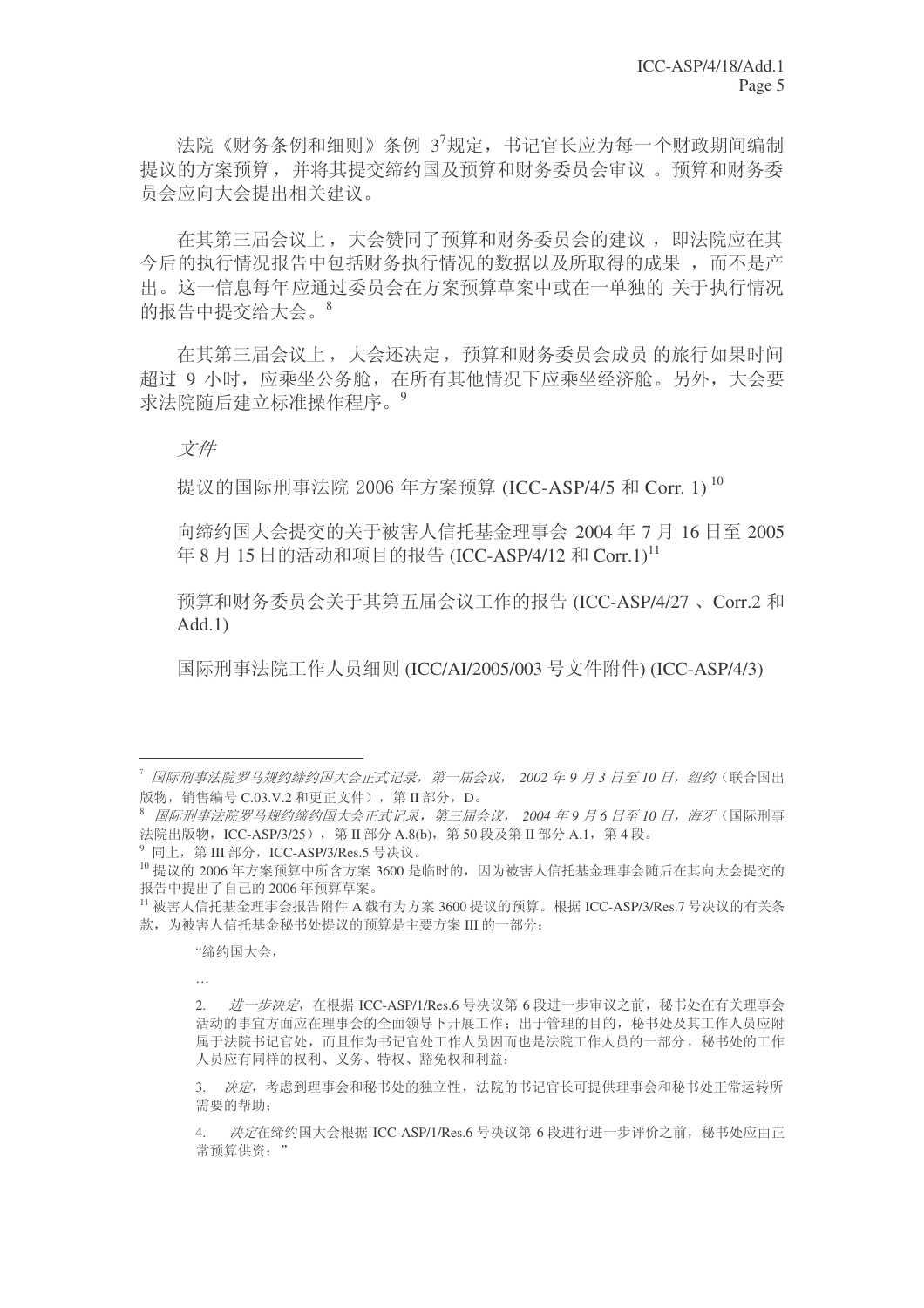法院《财务条例和细则》条例 3[7]规定，书记官长应为每一个财政期间编制提议的方案预算，并将其提交缔约国及预算和财务委员会审议 。预算和财务委员会应向大会提出相关建议。

在其第三届会议上，大会赞同了预算和财务委员会的建议 ，即法院应在其今后的执行情况报告中包括财务执行情况的数据以及所取得的成果 ，而不是产出。这一信息每年应通过委员会在方案预算草案中或在一单独的 关于执行情况的报告中提交给大会。[8]

在其第三届会议上，大会还决定，预算和财务委员会成员 的旅行如果时间超过 9 小时，应乘坐公务舱，在所有其他情况下应乘坐经济舱。另外，大会要求法院随后建立标准操作程序。[9]

*文件*

提议的国际刑事法院 2006 年方案预算 (ICC-ASP/4/5 和 Corr. 1) [10]

向缔约国大会提交的关于被害人信托基金理事会 2004 年 7 月 16 日至 2005 年 8 月 15 日的活动和项目的报告 (ICC-ASP/4/12 和 Corr.1)[11]

预算和财务委员会关于其第五届会议工作的报告 (ICC-ASP/4/27 、Corr.2 和 Add.1)

国际刑事法院工作人员细则 (ICC/AI/2005/003 号文件附件) (ICC-ASP/4/3)

---

[7] *国际刑事法院罗马规约缔约国大会正式记录，第一届会议， 2002 年 9 月 3 日至 10 日，纽约*（联合国出版物，销售编号 C.03.V.2 和更正文件），第 II 部分，D。

[8] *国际刑事法院罗马规约缔约国大会正式记录，第三届会议， 2004 年 9 月 6 日至 10 日，海牙*（国际刑事法院出版物，ICC-ASP/3/25），第 II 部分 A.8(b)，第 50 段及第 II 部分 A.1，第 4 段。

[9] 同上，第 III 部分，ICC-ASP/3/Res.5 号决议。

[10] 提议的 2006 年方案预算中所含方案 3600 是临时的，因为被害人信托基金理事会随后在其向大会提交的报告中提出了自己的 2006 年预算草案。

[11] 被害人信托基金理事会报告附件 A 载有为方案 3600 提议的预算。根据 ICC-ASP/3/Res.7 号决议的有关条款，为被害人信托基金秘书处提议的预算是主要方案 III 的一部分：

> "缔约国大会，
>
> …
>
> 2. *进一步决定*，在根据 ICC-ASP/1/Res.6 号决议第 6 段进一步审议之前，秘书处在有关理事会活动的事宜方面应在理事会的全面领导下开展工作；出于管理的目的，秘书处及其工作人员应附属于法院书记官处，而且作为书记官处工作人员因而也是法院工作人员的一部分，秘书处的工作人员应有同样的权利、义务、特权、豁免权和利益；
>
> 3. *决定*，考虑到理事会和秘书处的独立性，法院的书记官长可提供理事会和秘书处正常运转所需要的帮助；
>
> 4. *决定*在缔约国大会根据 ICC-ASP/1/Res.6 号决议第 6 段进行进一步评价之前，秘书处应由正常预算供资；"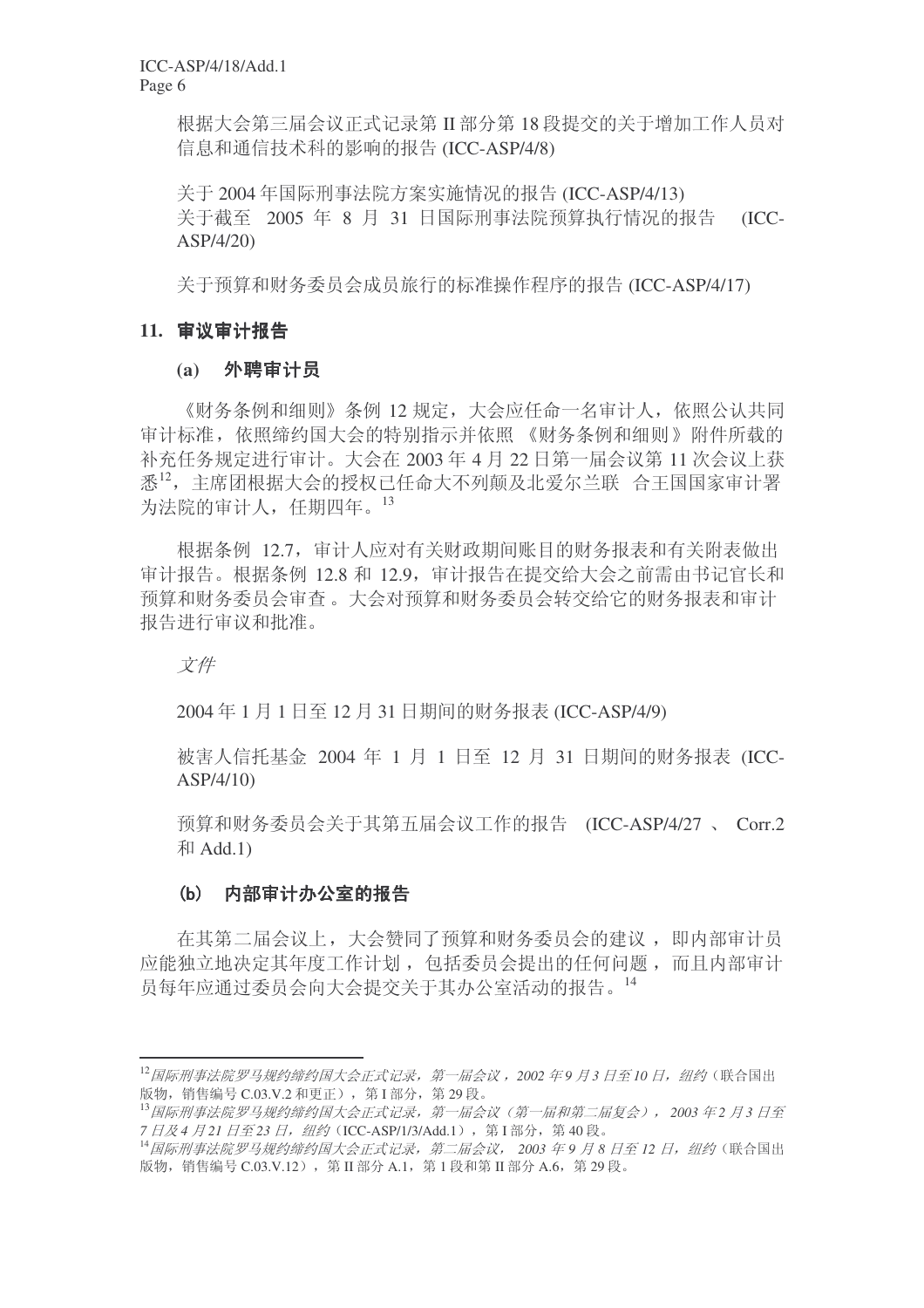根据大会第三届会议正式记录第 II 部分第 18 段提交的关于增加工作人员对信息和通信技术科的影响的报告 (ICC-ASP/4/8)

关于 2004 年国际刑事法院方案实施情况的报告 (ICC-ASP/4/13)
关于截至 2005 年 8 月 31 日国际刑事法院预算执行情况的报告 (ICC-ASP/4/20)

关于预算和财务委员会成员旅行的标准操作程序的报告 (ICC-ASP/4/17)

## 11. 审议审计报告

### (a) 外聘审计员

《财务条例和细则》条例 12 规定，大会应任命一名审计人，依照公认共同审计标准，依照缔约国大会的特别指示并依照《财务条例和细则》附件所载的补充任务规定进行审计。大会在 2003 年 4 月 22 日第一届会议第 11 次会议上获悉[12]，主席团根据大会的授权已任命大不列颠及北爱尔兰联 合王国国家审计署为法院的审计人，任期四年。[13]

根据条例 12.7，审计人应对有关财政期间账目的财务报表和有关附表做出审计报告。根据条例 12.8 和 12.9，审计报告在提交给大会之前需由书记官长和预算和财务委员会审查。大会对预算和财务委员会转交给它的财务报表和审计报告进行审议和批准。

*文件*

2004 年 1 月 1 日至 12 月 31 日期间的财务报表 (ICC-ASP/4/9)

被害人信托基金 2004 年 1 月 1 日至 12 月 31 日期间的财务报表 (ICC-ASP/4/10)

预算和财务委员会关于其第五届会议工作的报告 (ICC-ASP/4/27、Corr.2 和 Add.1)

### (b) 内部审计办公室的报告

在其第二届会议上，大会赞同了预算和财务委员会的建议，即内部审计员应能独立地决定其年度工作计划，包括委员会提出的任何问题，而且内部审计员每年应通过委员会向大会提交关于其办公室活动的报告。[14]

---

[12] *国际刑事法院罗马规约缔约国大会正式记录，第一届会议，2002 年 9 月 3 日至 10 日，纽约*（联合国出版物，销售编号 C.03.V.2 和更正），第 I 部分，第 29 段。

[13] *国际刑事法院罗马规约缔约国大会正式记录，第一届会议（第一届和第二届复会），2003 年 2 月 3 日至 7 日及 4 月 21 日至 23 日，纽约*（ICC-ASP/1/3/Add.1），第 I 部分，第 40 段。

[14] *国际刑事法院罗马规约缔约国大会正式记录，第二届会议，2003 年 9 月 8 日至 12 日，纽约*（联合国出版物，销售编号 C.03.V.12），第 II 部分 A.1，第 1 段和第 II 部分 A.6，第 29 段。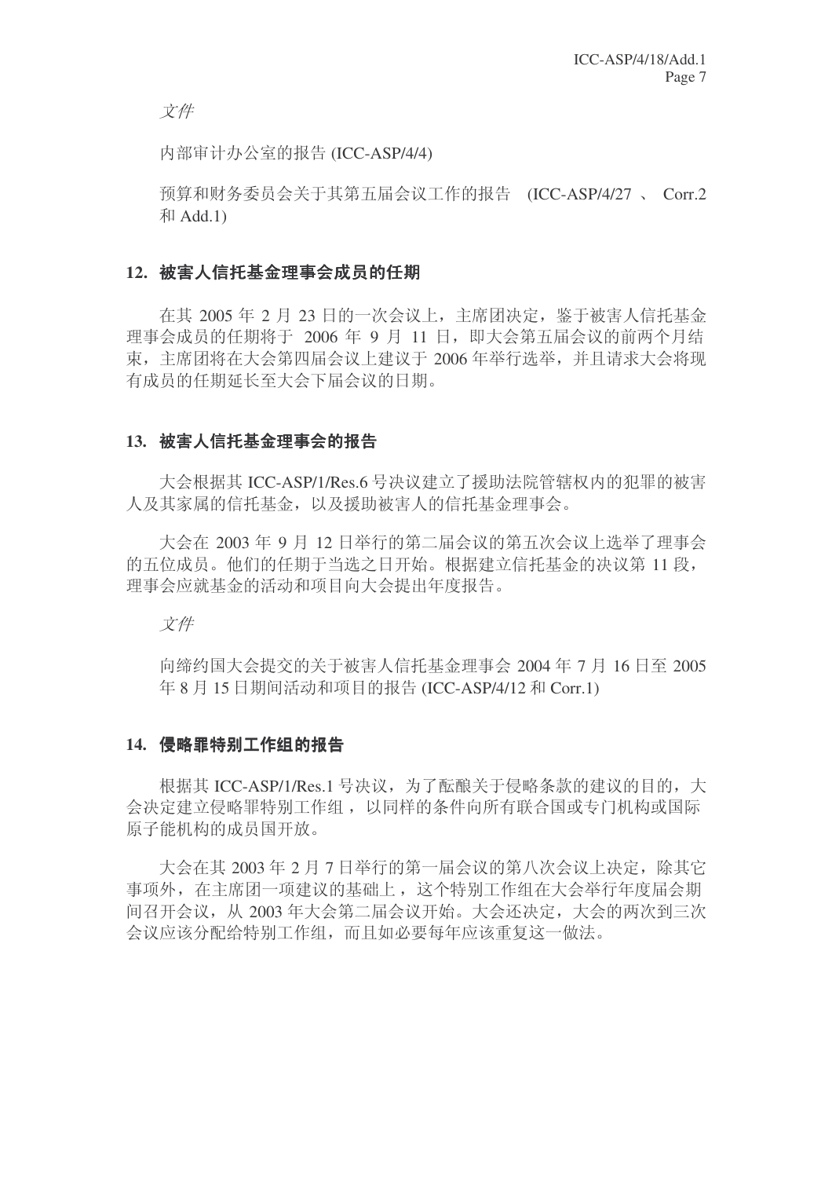*文件*

内部审计办公室的报告 (ICC-ASP/4/4)

预算和财务委员会关于其第五届会议工作的报告 (ICC-ASP/4/27 、 Corr.2 和 Add.1)

### 12. 被害人信托基金理事会成员的任期

在其 2005 年 2 月 23 日的一次会议上，主席团决定，鉴于被害人信托基金理事会成员的任期将于 2006 年 9 月 11 日，即大会第五届会议的前两个月结束，主席团将在大会第四届会议上建议于 2006 年举行选举，并且请求大会将现有成员的任期延长至大会下届会议的日期。

### 13. 被害人信托基金理事会的报告

大会根据其 ICC-ASP/1/Res.6 号决议建立了援助法院管辖权内的犯罪的被害人及其家属的信托基金，以及援助被害人的信托基金理事会。

大会在 2003 年 9 月 12 日举行的第二届会议的第五次会议上选举了理事会的五位成员。他们的任期于当选之日开始。根据建立信托基金的决议第 11 段，理事会应就基金的活动和项目向大会提出年度报告。

*文件*

向缔约国大会提交的关于被害人信托基金理事会 2004 年 7 月 16 日至 2005 年 8 月 15 日期间活动和项目的报告 (ICC-ASP/4/12 和 Corr.1)

### 14. 侵略罪特别工作组的报告

根据其 ICC-ASP/1/Res.1 号决议，为了酝酿关于侵略条款的建议的目的，大会决定建立侵略罪特别工作组，以同样的条件向所有联合国或专门机构或国际原子能机构的成员国开放。

大会在其 2003 年 2 月 7 日举行的第一届会议的第八次会议上决定，除其它事项外，在主席团一项建议的基础上，这个特别工作组在大会举行年度届会期间召开会议，从 2003 年大会第二届会议开始。大会还决定，大会的两次到三次会议应该分配给特别工作组，而且如必要每年应该重复这一做法。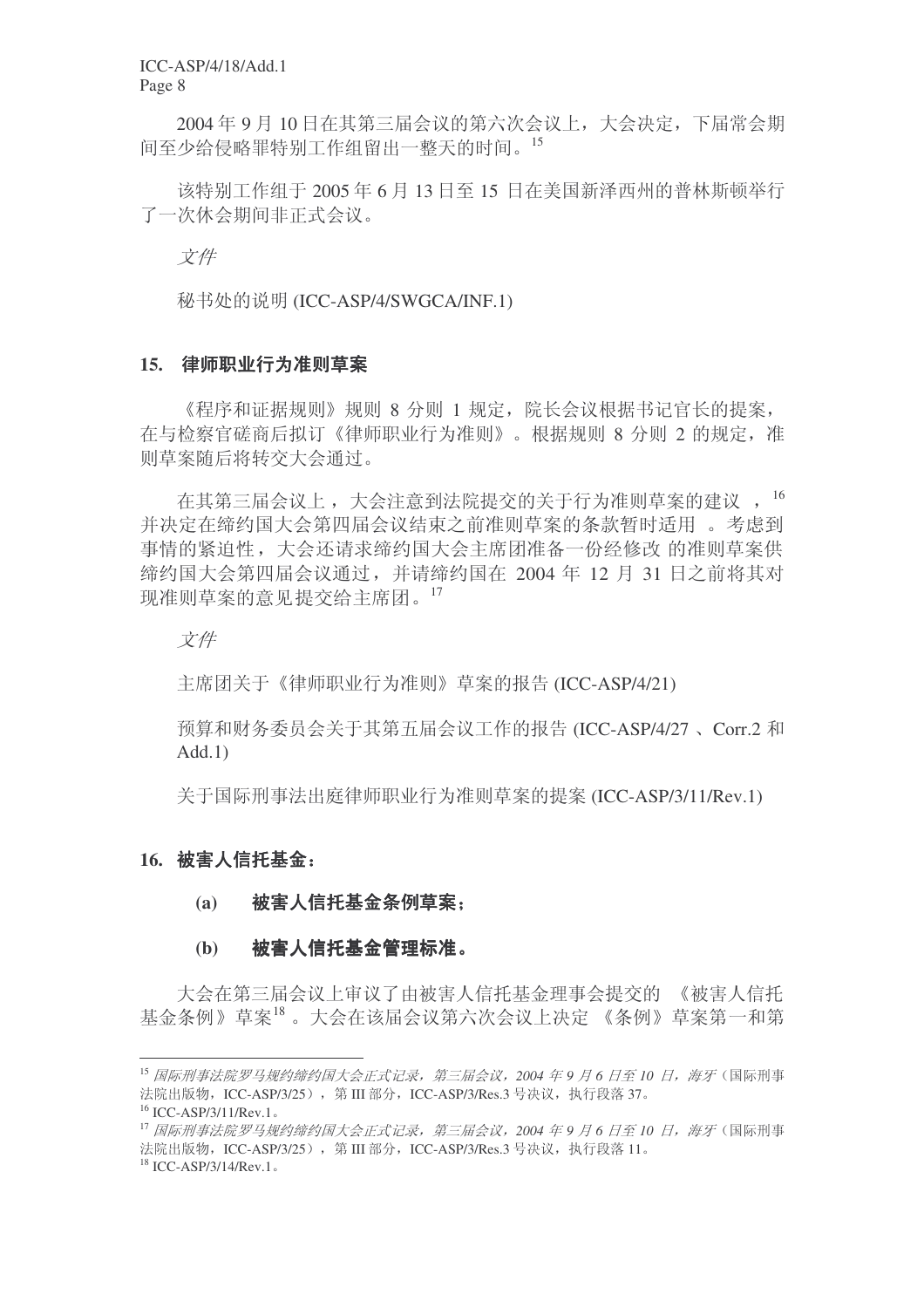2004 年 9 月 10 日在其第三届会议的第六次会议上，大会决定，下届常会期间至少给侵略罪特别工作组留出一整天的时间。[15]

该特别工作组于 2005 年 6 月 13 日至 15 日在美国新泽西州的普林斯顿举行了一次休会期间非正式会议。

*文件*

秘书处的说明 (ICC-ASP/4/SWGCA/INF.1)

## 15. 律师职业行为准则草案

《程序和证据规则》规则 8 分则 1 规定，院长会议根据书记官长的提案，在与检察官磋商后拟订《律师职业行为准则》。根据规则 8 分则 2 的规定，准则草案随后将转交大会通过。

在其第三届会议上，大会注意到法院提交的关于行为准则草案的建议，[16] 并决定在缔约国大会第四届会议结束之前准则草案的条款暂时适用。考虑到事情的紧迫性，大会还请求缔约国大会主席团准备一份经修改的准则草案供缔约国大会第四届会议通过，并请缔约国在 2004 年 12 月 31 日之前将其对现准则草案的意见提交给主席团。[17]

*文件*

主席团关于《律师职业行为准则》草案的报告 (ICC-ASP/4/21)

预算和财务委员会关于其第五届会议工作的报告 (ICC-ASP/4/27、Corr.2 和 Add.1)

关于国际刑事法出庭律师职业行为准则草案的提案 (ICC-ASP/3/11/Rev.1)

## 16. 被害人信托基金：

### (a) 被害人信托基金条例草案；

### (b) 被害人信托基金管理标准。

大会在第三届会议上审议了由被害人信托基金理事会提交的《被害人信托基金条例》草案[18]。大会在该届会议第六次会议上决定《条例》草案第一和第

---

[15] *国际刑事法院罗马规约缔约国大会正式记录，第三届会议，2004 年 9 月 6 日至 10 日，海牙*（国际刑事法院出版物，ICC-ASP/3/25），第 III 部分，ICC-ASP/3/Res.3 号决议，执行段落 37。

[16] ICC-ASP/3/11/Rev.1。

[17] *国际刑事法院罗马规约缔约国大会正式记录，第三届会议，2004 年 9 月 6 日至 10 日，海牙*（国际刑事法院出版物，ICC-ASP/3/25），第 III 部分，ICC-ASP/3/Res.3 号决议，执行段落 11。

[18] ICC-ASP/3/14/Rev.1。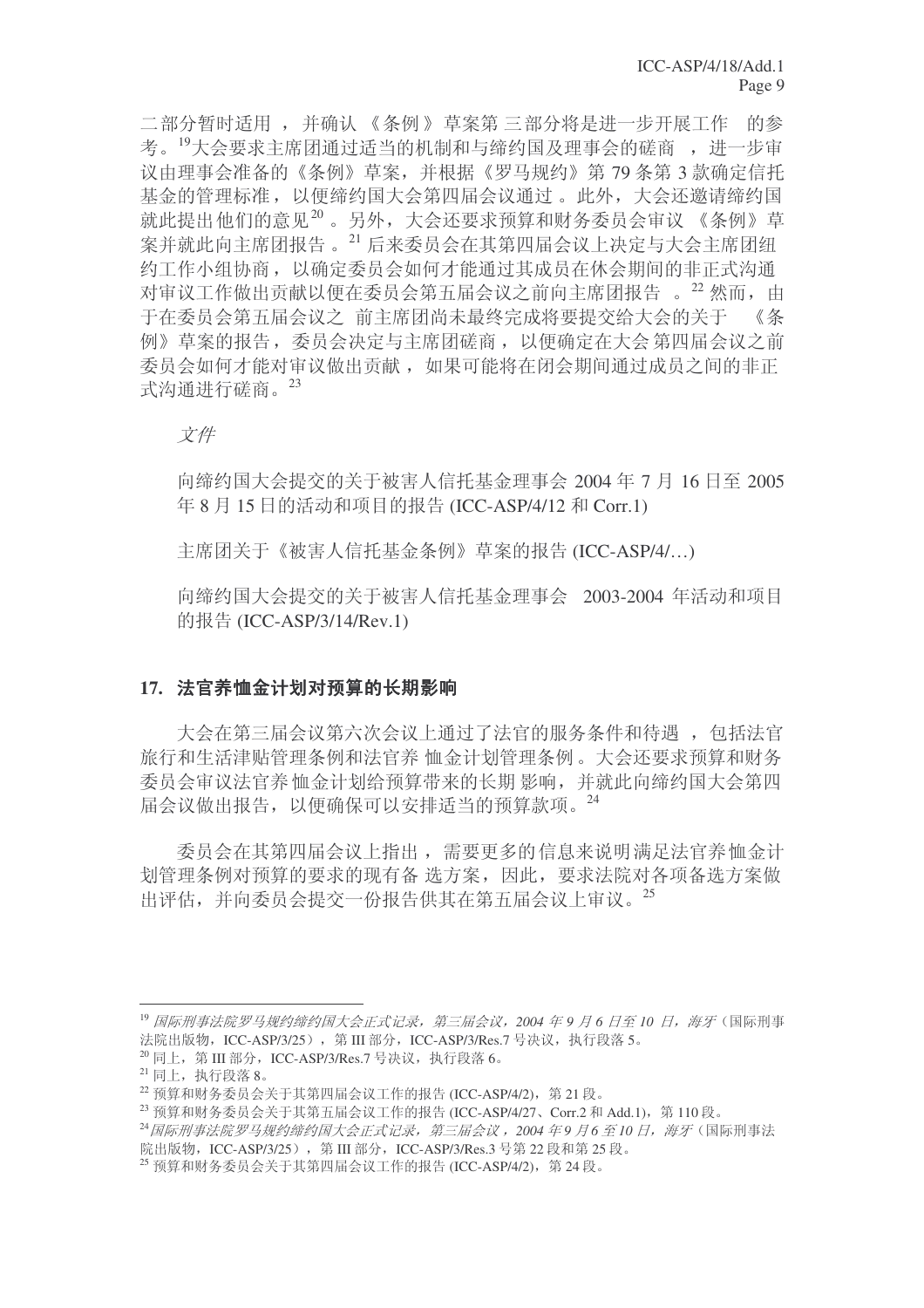二部分暂时适用，并确认《条例》草案第三部分将是进一步开展工作的参考。[19]大会要求主席团通过适当的机制和与缔约国及理事会的磋商，进一步审议由理事会准备的《条例》草案，并根据《罗马规约》第 79 条第 3 款确定信托基金的管理标准，以便缔约国大会第四届会议通过。此外，大会还邀请缔约国就此提出他们的意见[20]。另外，大会还要求预算和财务委员会审议《条例》草案并就此向主席团报告。[21] 后来委员会在其第四届会议上决定与大会主席团纽约工作小组协商，以确定委员会如何才能通过其成员在休会期间的非正式沟通对审议工作做出贡献以便在委员会第五届会议之前向主席团报告。[22] 然而，由于在委员会第五届会议之前主席团尚未最终完成将要提交给大会的关于《条例》草案的报告，委员会决定与主席团磋商，以便确定在大会第四届会议之前委员会如何才能对审议做出贡献，如果可能将在闭会期间通过成员之间的非正式沟通进行磋商。[23]

*文件*

向缔约国大会提交的关于被害人信托基金理事会 2004 年 7 月 16 日至 2005 年 8 月 15 日的活动和项目的报告 (ICC-ASP/4/12 和 Corr.1)

主席团关于《被害人信托基金条例》草案的报告 (ICC-ASP/4/…)

向缔约国大会提交的关于被害人信托基金理事会 2003-2004 年活动和项目的报告 (ICC-ASP/3/14/Rev.1)

**17. 法官养恤金计划对预算的长期影响**

大会在第三届会议第六次会议上通过了法官的服务条件和待遇，包括法官旅行和生活津贴管理条例和法官养恤金计划管理条例。大会还要求预算和财务委员会审议法官养恤金计划给预算带来的长期影响，并就此向缔约国大会第四届会议做出报告，以便确保可以安排适当的预算款项。[24]

委员会在其第四届会议上指出，需要更多的信息来说明满足法官养恤金计划管理条例对预算的要求的现有备选方案，因此，要求法院对各项备选方案做出评估，并向委员会提交一份报告供其在第五届会议上审议。[25]

---

[19] *国际刑事法院罗马规约缔约国大会正式记录，第三届会议，2004 年 9 月 6 日至 10 日，海牙*（国际刑事法院出版物，ICC-ASP/3/25），第 III 部分，ICC-ASP/3/Res.7 号决议，执行段落 5。

[20] 同上，第 III 部分，ICC-ASP/3/Res.7 号决议，执行段落 6。

[21] 同上，执行段落 8。

[22] 预算和财务委员会关于其第四届会议工作的报告 (ICC-ASP/4/2)，第 21 段。

[23] 预算和财务委员会关于其第五届会议工作的报告 (ICC-ASP/4/27、Corr.2 和 Add.1)，第 110 段。

[24] *国际刑事法院罗马规约缔约国大会正式记录，第三届会议，2004 年 9 月 6 至 10 日，海牙*（国际刑事法院出版物，ICC-ASP/3/25），第 III 部分，ICC-ASP/3/Res.3 号第 22 段和第 25 段。

[25] 预算和财务委员会关于其第四届会议工作的报告 (ICC-ASP/4/2)，第 24 段。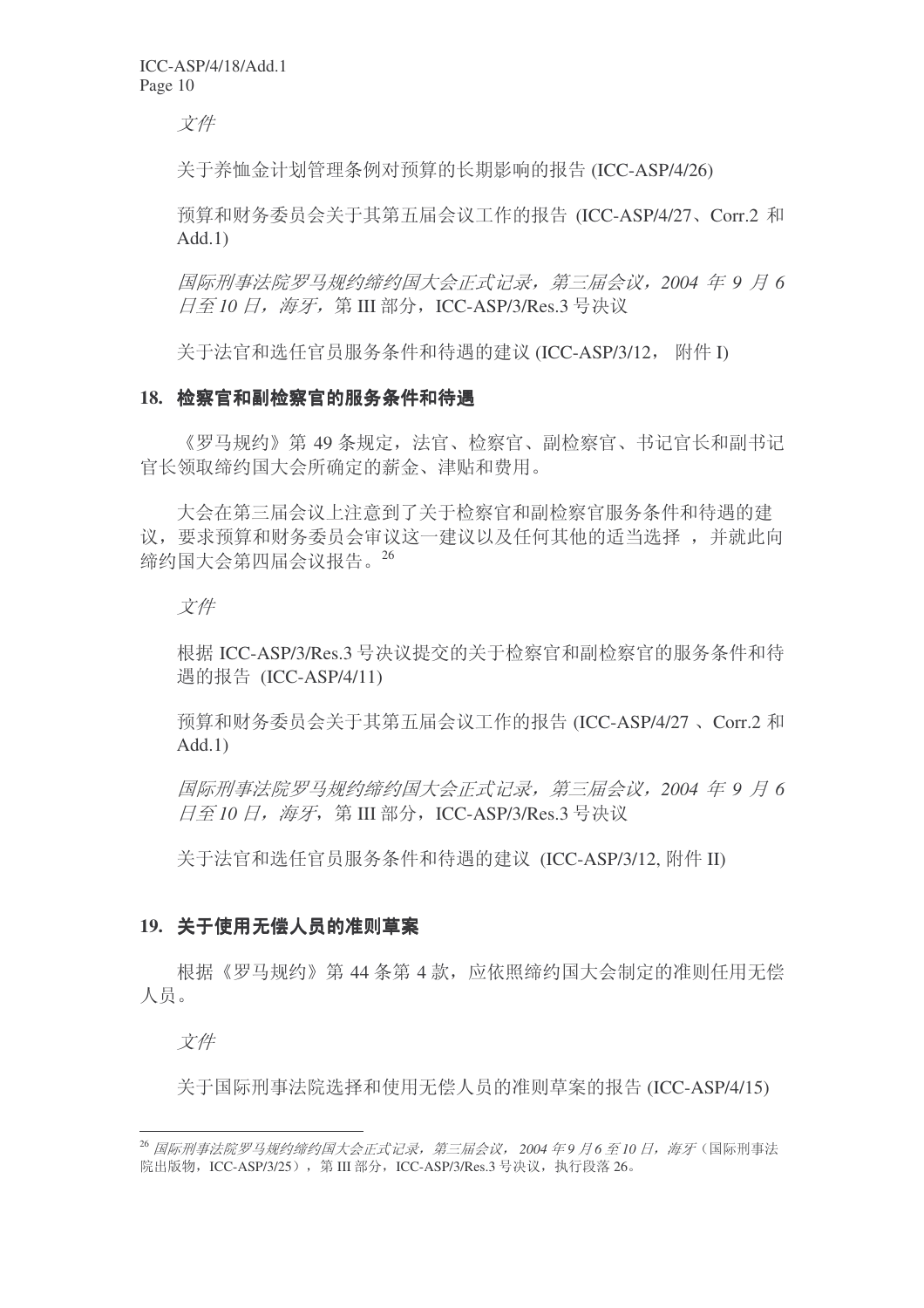*文件*

关于养恤金计划管理条例对预算的长期影响的报告 (ICC-ASP/4/26)

预算和财务委员会关于其第五届会议工作的报告 (ICC-ASP/4/27、Corr.2 和 Add.1)

*国际刑事法院罗马规约缔约国大会正式记录，第三届会议，2004 年 9 月 6 日至 10 日，海牙，*第 III 部分，ICC-ASP/3/Res.3 号决议

关于法官和选任官员服务条件和待遇的建议 (ICC-ASP/3/12， 附件 I)

## 18. 检察官和副检察官的服务条件和待遇

《罗马规约》第 49 条规定，法官、检察官、副检察官、书记官长和副书记官长领取缔约国大会所确定的薪金、津贴和费用。

大会在第三届会议上注意到了关于检察官和副检察官服务条件和待遇的建议，要求预算和财务委员会审议这一建议以及任何其他的适当选择 ，并就此向缔约国大会第四届会议报告。[26]

*文件*

根据 ICC-ASP/3/Res.3 号决议提交的关于检察官和副检察官的服务条件和待遇的报告 (ICC-ASP/4/11)

预算和财务委员会关于其第五届会议工作的报告 (ICC-ASP/4/27 、Corr.2 和 Add.1)

*国际刑事法院罗马规约缔约国大会正式记录，第三届会议，2004 年 9 月 6 日至 10 日，海牙，*第 III 部分，ICC-ASP/3/Res.3 号决议

关于法官和选任官员服务条件和待遇的建议 (ICC-ASP/3/12, 附件 II)

## 19. 关于使用无偿人员的准则草案

根据《罗马规约》第 44 条第 4 款，应依照缔约国大会制定的准则任用无偿人员。

*文件*

关于国际刑事法院选择和使用无偿人员的准则草案的报告 (ICC-ASP/4/15)

---

[26] *国际刑事法院罗马规约缔约国大会正式记录，第三届会议， 2004 年 9 月 6 至 10 日，海牙*（国际刑事法院出版物，ICC-ASP/3/25），第 III 部分，ICC-ASP/3/Res.3 号决议，执行段落 26。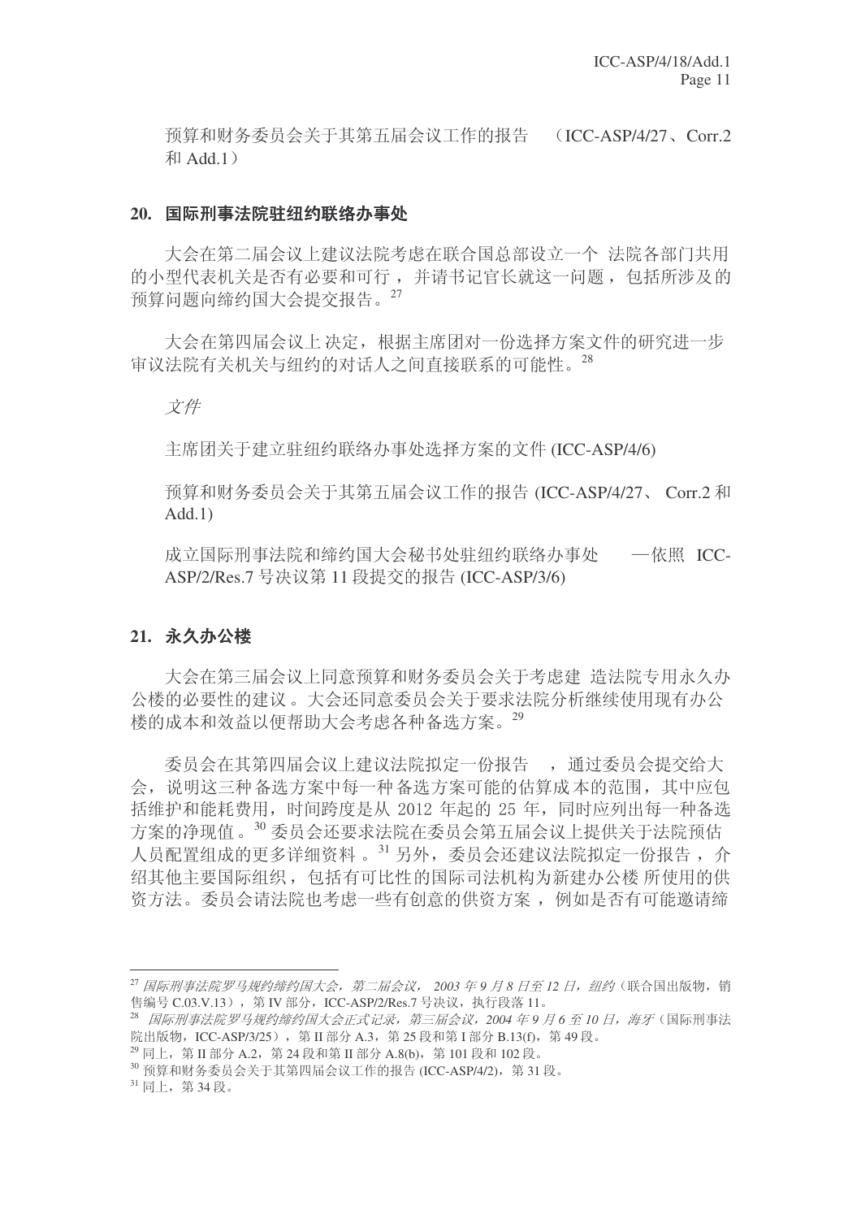预算和财务委员会关于其第五届会议工作的报告 （ICC-ASP/4/27、Corr.2 和 Add.1）

## 20. 国际刑事法院驻纽约联络办事处

大会在第二届会议上建议法院考虑在联合国总部设立一个法院各部门共用的小型代表机关是否有必要和可行，并请书记官长就这一问题，包括所涉及的预算问题向缔约国大会提交报告。[27]

大会在第四届会议上决定，根据主席团对一份选择方案文件的研究进一步审议法院有关机关与纽约的对话人之间直接联系的可能性。[28]

*文件*

主席团关于建立驻纽约联络办事处选择方案的文件 (ICC-ASP/4/6)

预算和财务委员会关于其第五届会议工作的报告 (ICC-ASP/4/27、Corr.2 和 Add.1)

成立国际刑事法院和缔约国大会秘书处驻纽约联络办事处 —依照 ICC-ASP/2/Res.7 号决议第 11 段提交的报告 (ICC-ASP/3/6)

## 21. 永久办公楼

大会在第三届会议上同意预算和财务委员会关于考虑建造法院专用永久办公楼的必要性的建议。大会还同意委员会关于要求法院分析继续使用现有办公楼的成本和效益以便帮助大会考虑各种备选方案。[29]

委员会在其第四届会议上建议法院拟定一份报告，通过委员会提交给大会，说明这三种备选方案中每一种备选方案可能的估算成本的范围，其中应包括维护和能耗费用，时间跨度是从 2012 年起的 25 年，同时应列出每一种备选方案的净现值。[30] 委员会还要求法院在委员会第五届会议上提供关于法院预估人员配置组成的更多详细资料。[31] 另外，委员会还建议法院拟定一份报告，介绍其他主要国际组织，包括有可比性的国际司法机构为新建办公楼所使用的供资方法。委员会请法院也考虑一些有创意的供资方案，例如是否有可能邀请缔

---

[27] *国际刑事法院罗马规约缔约国大会，第二届会议，2003 年 9 月 8 日至 12 日，纽约*（联合国出版物，销售编号 C.03.V.13），第 IV 部分，ICC-ASP/2/Res.7 号决议，执行段落 11。

[28] *国际刑事法院罗马规约缔约国大会正式记录，第三届会议，2004 年 9 月 6 至 10 日，海牙*（国际刑事法院出版物，ICC-ASP/3/25），第 II 部分 A.3，第 25 段和第 I 部分 B.13(f)，第 49 段。

[29] 同上，第 II 部分 A.2，第 24 段和第 II 部分 A.8(b)，第 101 段和 102 段。

[30] 预算和财务委员会关于其第四届会议工作的报告 (ICC-ASP/4/2)，第 31 段。

[31] 同上，第 34 段。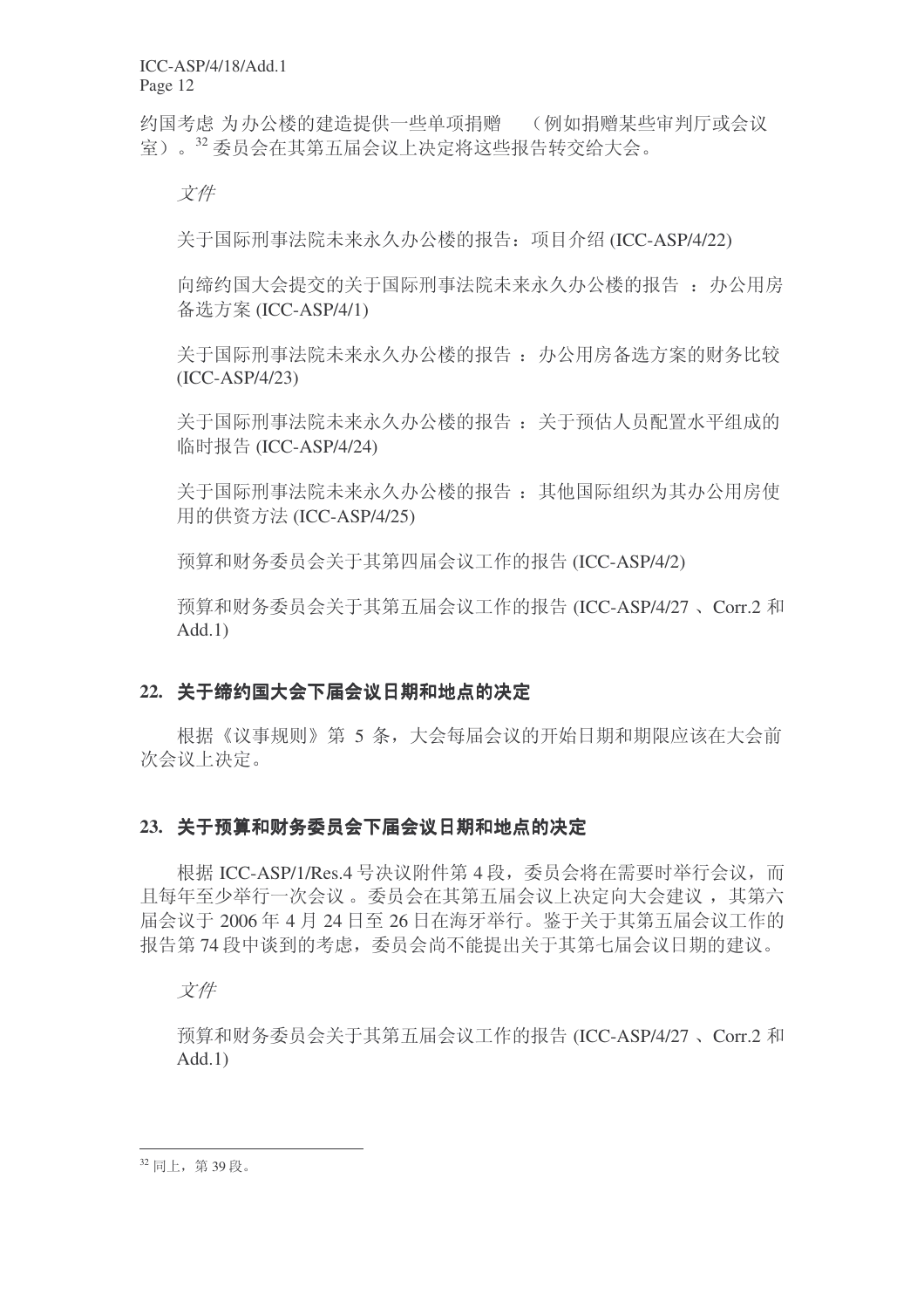约国考虑 为办公楼的建造提供一些单项捐赠 （例如捐赠某些审判厅或会议室）。[32] 委员会在其第五届会议上决定将这些报告转交给大会。

*文件*

关于国际刑事法院未来永久办公楼的报告：项目介绍 (ICC-ASP/4/22)

向缔约国大会提交的关于国际刑事法院未来永久办公楼的报告 ：办公用房备选方案 (ICC-ASP/4/1)

关于国际刑事法院未来永久办公楼的报告 ：办公用房备选方案的财务比较 (ICC-ASP/4/23)

关于国际刑事法院未来永久办公楼的报告 ：关于预估人员配置水平组成的临时报告 (ICC-ASP/4/24)

关于国际刑事法院未来永久办公楼的报告 ：其他国际组织为其办公用房使用的供资方法 (ICC-ASP/4/25)

预算和财务委员会关于其第四届会议工作的报告 (ICC-ASP/4/2)

预算和财务委员会关于其第五届会议工作的报告 (ICC-ASP/4/27 、Corr.2 和 Add.1)

## 22. 关于缔约国大会下届会议日期和地点的决定

根据《议事规则》第 5 条，大会每届会议的开始日期和期限应该在大会前次会议上决定。

## 23. 关于预算和财务委员会下届会议日期和地点的决定

根据 ICC-ASP/1/Res.4 号决议附件第 4 段，委员会将在需要时举行会议，而且每年至少举行一次会议 。委员会在其第五届会议上决定向大会建议 ，其第六届会议于 2006 年 4 月 24 日至 26 日在海牙举行。鉴于关于其第五届会议工作的报告第 74 段中谈到的考虑，委员会尚不能提出关于其第七届会议日期的建议。

*文件*

预算和财务委员会关于其第五届会议工作的报告 (ICC-ASP/4/27 、Corr.2 和 Add.1)

---

[32] 同上，第 39 段。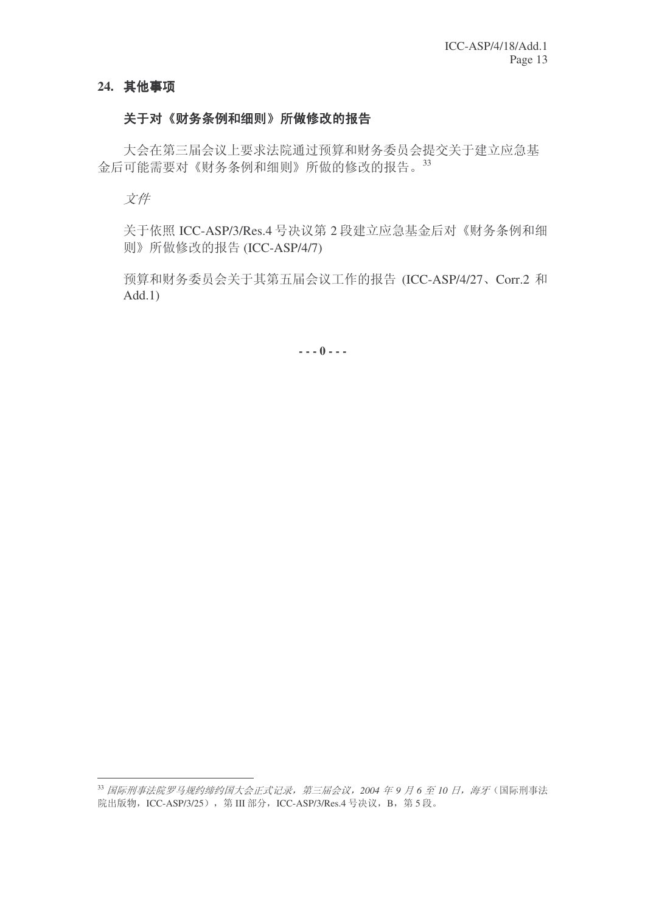## 24. 其他事项

### 关于对《财务条例和细则》所做修改的报告

大会在第三届会议上要求法院通过预算和财务委员会提交关于建立应急基金后可能需要对《财务条例和细则》所做的修改的报告。[33]

*文件*

关于依照 ICC-ASP/3/Res.4 号决议第 2 段建立应急基金后对《财务条例和细则》所做修改的报告 (ICC-ASP/4/7)

预算和财务委员会关于其第五届会议工作的报告 (ICC-ASP/4/27、Corr.2 和 Add.1)

**- - - 0 - - -**

---

[33] *国际刑事法院罗马规约缔约国大会正式记录，第三届会议，2004 年 9 月 6 至 10 日，海牙*（国际刑事法院出版物，ICC-ASP/3/25），第 III 部分，ICC-ASP/3/Res.4 号决议，B，第 5 段。